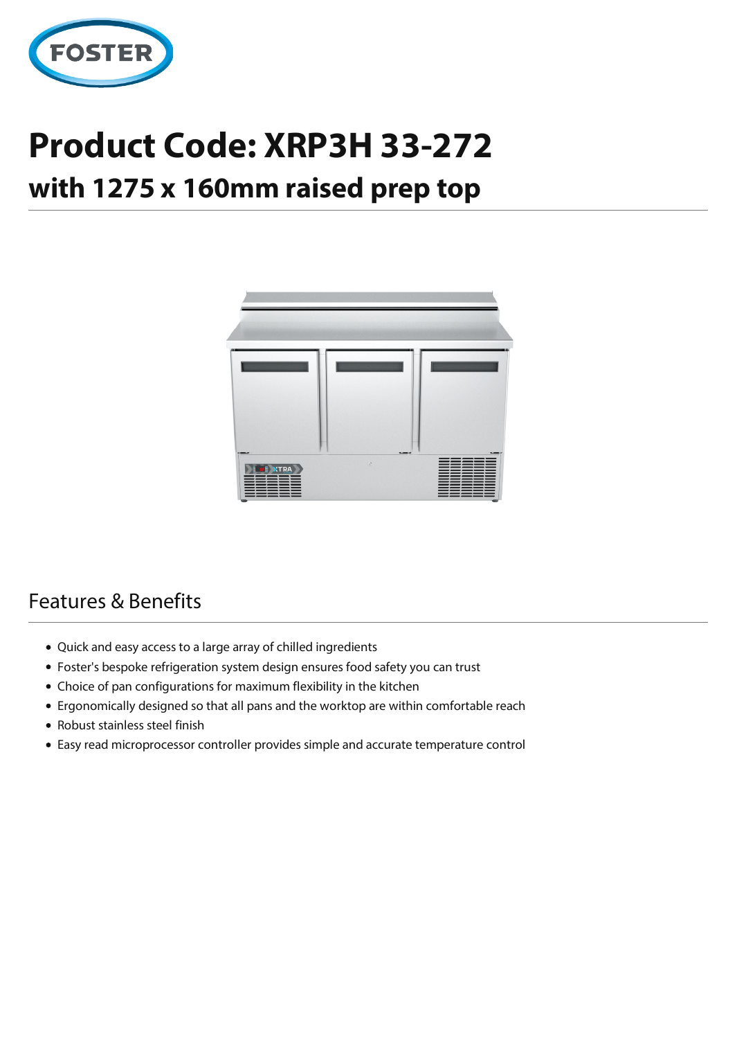FOSTER

# Product Code: XRP3H 33-272

## with 1275 x 160mm raised prep top

## Features & Benefits

- Quick and easy access to a large array of chilled ingredients
- Foster's bespoke refrigeration system design ensures food safety you can trust
- Choice of pan configurations for maximum flexibility in the kitchen
- Ergonomically designed so that all pans and the worktop are within comfortable reach
- Robust stainless steel finish
- Easy read microprocessor controller provides simple and accurate temperature control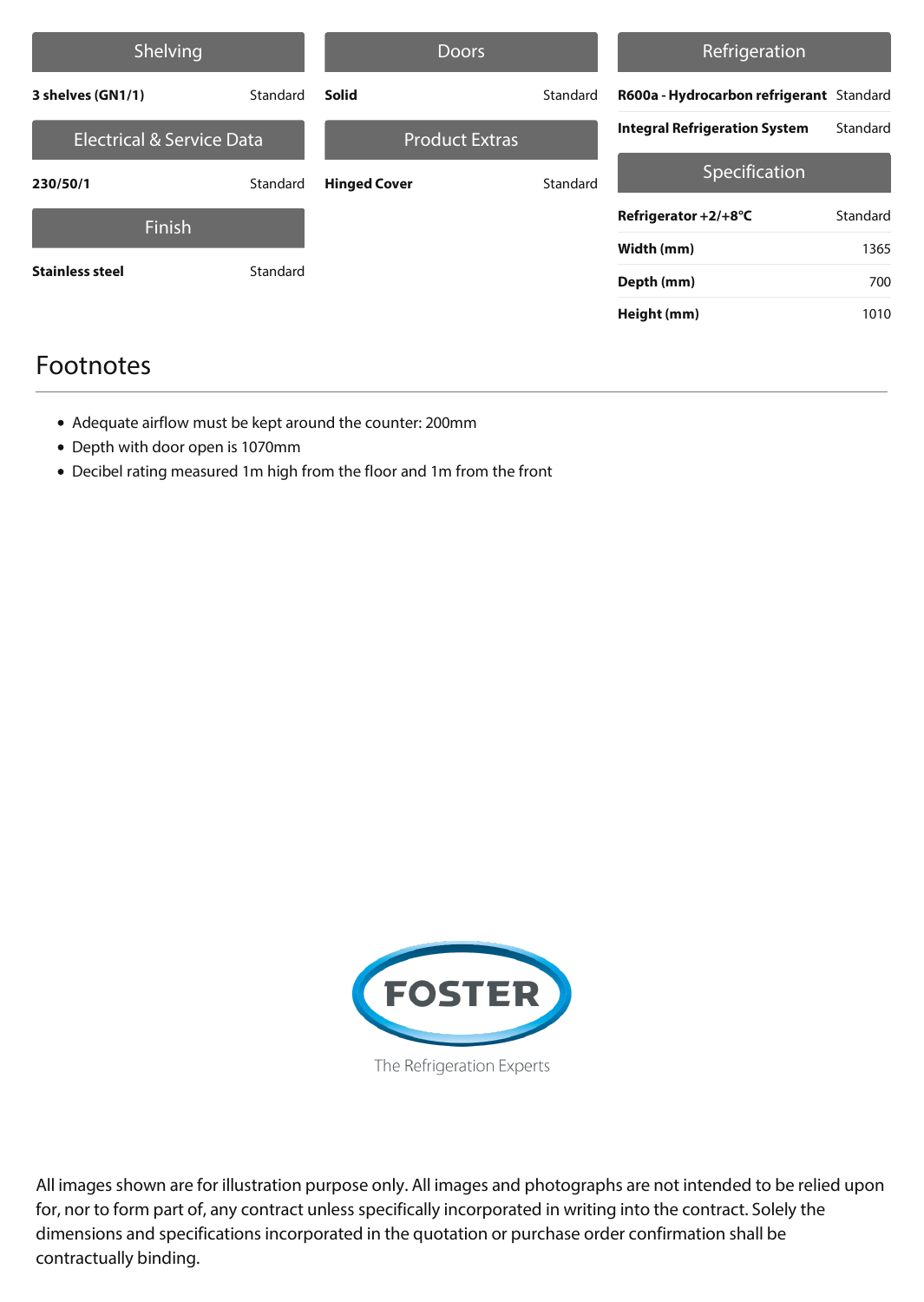## Shelving

| | |
|---|---|
| **3 shelves (GN1/1)** | Standard |

## Electrical & Service Data

| | |
|---|---|
| **230/50/1** | Standard |

## Finish

| | |
|---|---|
| **Stainless steel** | Standard |

## Doors

| | |
|---|---|
| **Solid** | Standard |

## Product Extras

| | |
|---|---|
| **Hinged Cover** | Standard |

## Refrigeration

| | |
|---|---|
| **R600a - Hydrocarbon refrigerant** | Standard |
| **Integral Refrigeration System** | Standard |

## Specification

| | |
|---|---|
| **Refrigerator +2/+8°C** | Standard |
| **Width (mm)** | 1365 |
| **Depth (mm)** | 700 |
| **Height (mm)** | 1010 |

# Footnotes

- Adequate airflow must be kept around the counter: 200mm
- Depth with door open is 1070mm
- Decibel rating measured 1m high from the floor and 1m from the front

FOSTER

The Refrigeration Experts

All images shown are for illustration purpose only. All images and photographs are not intended to be relied upon for, nor to form part of, any contract unless specifically incorporated in writing into the contract. Solely the dimensions and specifications incorporated in the quotation or purchase order confirmation shall be contractually binding.